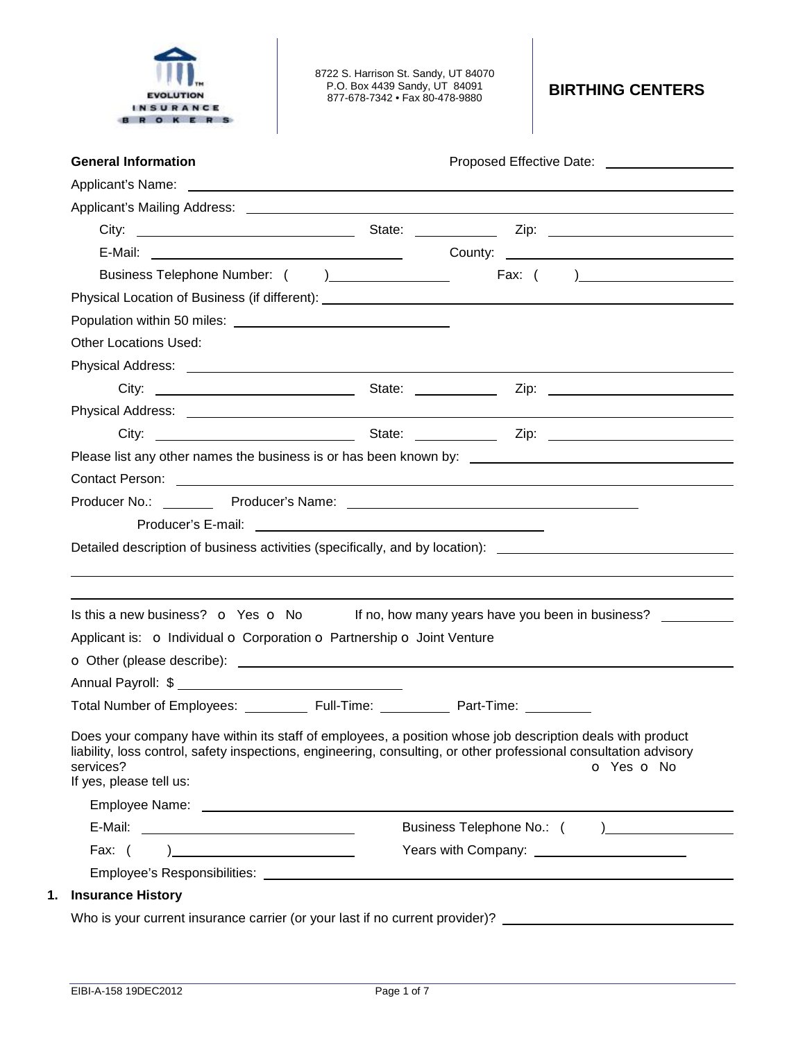EVOLUTION INSURANCE BROKERS

8722 S. Harrison St. Sandy, UT 84070
P.O. Box 4439 Sandy, UT 84091
877-678-7342 • Fax 80-478-9880

# BIRTHING CENTERS

**General Information** Proposed Effective Date: ____________

Applicant's Name: ____________

Applicant's Mailing Address: ____________

City: ____________ State: ____________ Zip: ____________

E-Mail: ____________ County: ____________

Business Telephone Number: ( ) ____________ Fax: ( ) ____________

Physical Location of Business (if different): ____________

Population within 50 miles: ____________

Other Locations Used:

Physical Address: ____________

City: ____________ State: ____________ Zip: ____________

Physical Address: ____________

City: ____________ State: ____________ Zip: ____________

Please list any other names the business is or has been known by: ____________

Contact Person: ____________

Producer No.: ______ Producer's Name: ____________

Producer's E-mail: ____________

Detailed description of business activities (specifically, and by location): ____________

Is this a new business? o Yes o No If no, how many years have you been in business? ______

Applicant is: o Individual o Corporation o Partnership o Joint Venture

o Other (please describe): ____________

Annual Payroll: $ ____________

Total Number of Employees: ______ Full-Time: ______ Part-Time: ______

Does your company have within its staff of employees, a position whose job description deals with product liability, loss control, safety inspections, engineering, consulting, or other professional consultation advisory services? o Yes o No

If yes, please tell us:

Employee Name: ____________

E-Mail: ____________ Business Telephone No.: ( ) ____________

Fax: ( ) ____________ Years with Company: ____________

Employee's Responsibilities: ____________

## 1. Insurance History

Who is your current insurance carrier (or your last if no current provider)? ____________

EIBI-A-158 19DEC2012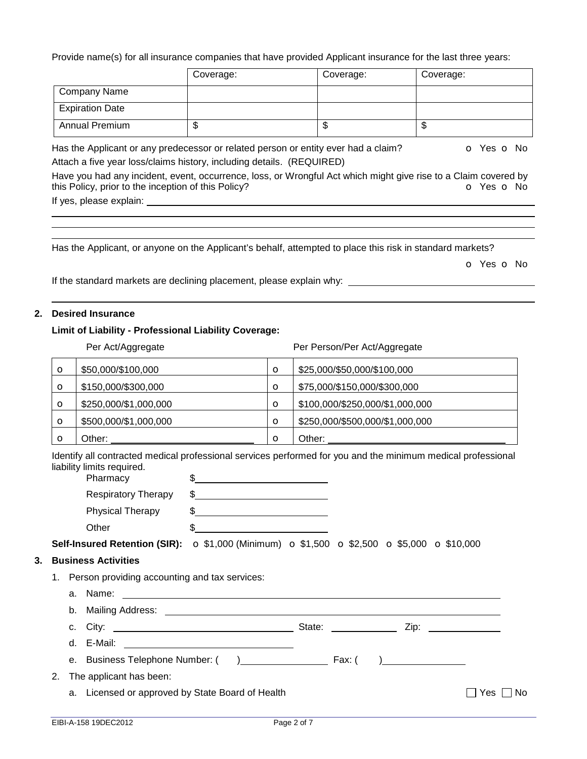Provide name(s) for all insurance companies that have provided Applicant insurance for the last three years:

| | Coverage: | Coverage: | Coverage: |
|---|---|---|---|
| Company Name | | | |
| Expiration Date | | | |
| Annual Premium | $ | $ | $ |

Has the Applicant or any predecessor or related person or entity ever had a claim? o Yes o No

Attach a five year loss/claims history, including details. (REQUIRED)

Have you had any incident, event, occurrence, loss, or Wrongful Act which might give rise to a Claim covered by this Policy, prior to the inception of this Policy? o Yes o No

If yes, please explain: ______________________________________________

______________________________________________

______________________________________________

______________________________________________

Has the Applicant, or anyone on the Applicant's behalf, attempted to place this risk in standard markets?

o Yes o No

If the standard markets are declining placement, please explain why: ______________________________________________

______________________________________________

## 2. Desired Insurance

**Limit of Liability - Professional Liability Coverage:**

| | Per Act/Aggregate | | Per Person/Per Act/Aggregate |
|---|---|---|---|
| o | $50,000/$100,000 | o | $25,000/$50,000/$100,000 |
| o | $150,000/$300,000 | o | $75,000/$150,000/$300,000 |
| o | $250,000/$1,000,000 | o | $100,000/$250,000/$1,000,000 |
| o | $500,000/$1,000,000 | o | $250,000/$500,000/$1,000,000 |
| o | Other: ____________ | o | Other: ____________ |

Identify all contracted medical professional services performed for you and the minimum medical professional liability limits required.

- Pharmacy $______________
- Respiratory Therapy $______________
- Physical Therapy $______________
- Other $______________

**Self-Insured Retention (SIR):** o $1,000 (Minimum) o $1,500 o $2,500 o $5,000 o $10,000

## 3. Business Activities

1. Person providing accounting and tax services:
   a. Name: ______________________________________________
   b. Mailing Address: ______________________________________________
   c. City: ______________ State: ______________ Zip: ______________
   d. E-Mail: ______________
   e. Business Telephone Number: ( ) ______________ Fax: ( ) ______________
2. The applicant has been:
   a. Licensed or approved by State Board of Health ☐ Yes ☐ No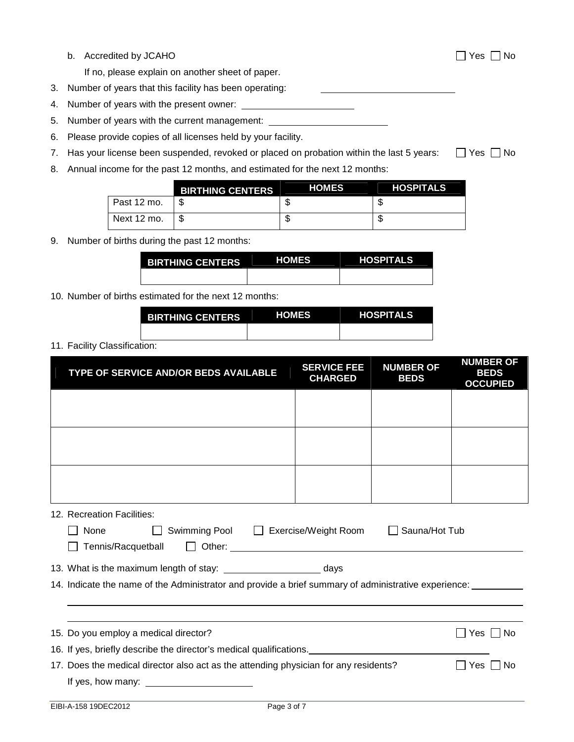b. Accredited by JCAHO ☐ Yes ☐ No

If no, please explain on another sheet of paper.

3. Number of years that this facility has been operating: ____________________
4. Number of years with the present owner: ____________________
5. Number of years with the current management: ____________________
6. Please provide copies of all licenses held by your facility.
7. Has your license been suspended, revoked or placed on probation within the last 5 years: ☐ Yes ☐ No
8. Annual income for the past 12 months, and estimated for the next 12 months:

| | BIRTHING CENTERS | HOMES | HOSPITALS |
|---|---|---|---|
| Past 12 mo. | $ | $ | $ |
| Next 12 mo. | $ | $ | $ |

9. Number of births during the past 12 months:

| BIRTHING CENTERS | HOMES | HOSPITALS |
|---|---|---|
| | | |

10. Number of births estimated for the next 12 months:

| BIRTHING CENTERS | HOMES | HOSPITALS |
|---|---|---|
| | | |

11. Facility Classification:

| TYPE OF SERVICE AND/OR BEDS AVAILABLE | SERVICE FEE CHARGED | NUMBER OF BEDS | NUMBER OF BEDS OCCUPIED |
|---|---|---|---|
| | | | |
| | | | |
| | | | |

12. Recreation Facilities:

☐ None ☐ Swimming Pool ☐ Exercise/Weight Room ☐ Sauna/Hot Tub

☐ Tennis/Racquetball ☐ Other: ____________________

13. What is the maximum length of stay: ____________________ days
14. Indicate the name of the Administrator and provide a brief summary of administrative experience: ____________________

____________________

____________________

15. Do you employ a medical director? ☐ Yes ☐ No
16. If yes, briefly describe the director's medical qualifications. ____________________
17. Does the medical director also act as the attending physician for any residents? ☐ Yes ☐ No

If yes, how many: ____________________

EIBI-A-158 19DEC2012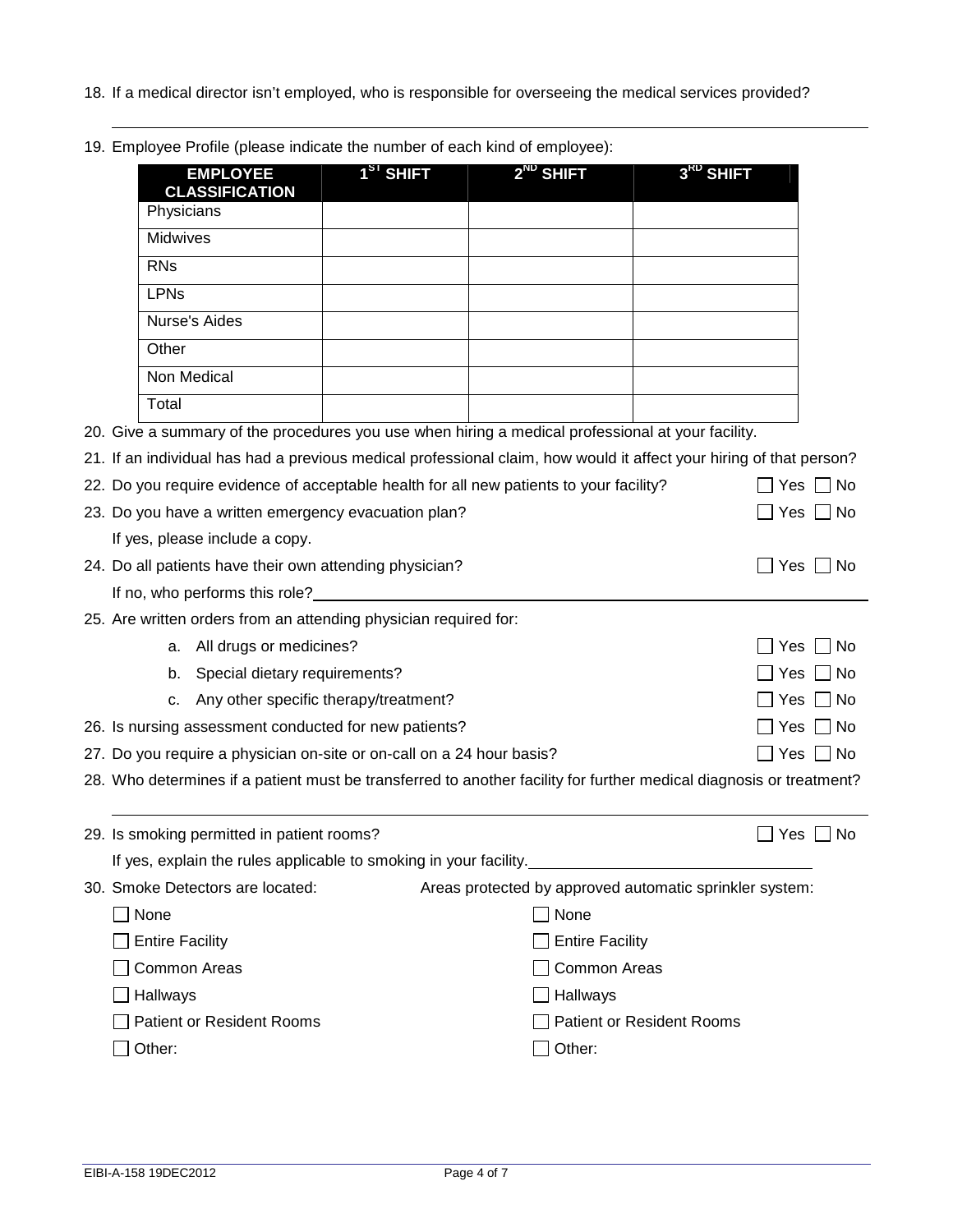18. If a medical director isn't employed, who is responsible for overseeing the medical services provided?

______________________________________________________________________________

19. Employee Profile (please indicate the number of each kind of employee):

| EMPLOYEE CLASSIFICATION | 1ST SHIFT | 2ND SHIFT | 3RD SHIFT |
|---|---|---|---|
| Physicians | | | |
| Midwives | | | |
| RNs | | | |
| LPNs | | | |
| Nurse's Aides | | | |
| Other | | | |
| Non Medical | | | |
| Total | | | |

20. Give a summary of the procedures you use when hiring a medical professional at your facility.

21. If an individual has had a previous medical professional claim, how would it affect your hiring of that person?

22. Do you require evidence of acceptable health for all new patients to your facility? ☐ Yes ☐ No

23. Do you have a written emergency evacuation plan? ☐ Yes ☐ No

    If yes, please include a copy.

24. Do all patients have their own attending physician? ☐ Yes ☐ No

    If no, who performs this role? ______________________________

25. Are written orders from an attending physician required for:

    a. All drugs or medicines? ☐ Yes ☐ No

    b. Special dietary requirements? ☐ Yes ☐ No

    c. Any other specific therapy/treatment? ☐ Yes ☐ No

26. Is nursing assessment conducted for new patients? ☐ Yes ☐ No

27. Do you require a physician on-site or on-call on a 24 hour basis? ☐ Yes ☐ No

28. Who determines if a patient must be transferred to another facility for further medical diagnosis or treatment?

______________________________________________________________________________

29. Is smoking permitted in patient rooms? ☐ Yes ☐ No

    If yes, explain the rules applicable to smoking in your facility. ______________________________

30. Smoke Detectors are located:

    ☐ None

    ☐ Entire Facility

    ☐ Common Areas

    ☐ Hallways

    ☐ Patient or Resident Rooms

    ☐ Other:

    Areas protected by approved automatic sprinkler system:

    ☐ None

    ☐ Entire Facility

    ☐ Common Areas

    ☐ Hallways

    ☐ Patient or Resident Rooms

    ☐ Other:

EIBI-A-158 19DEC2012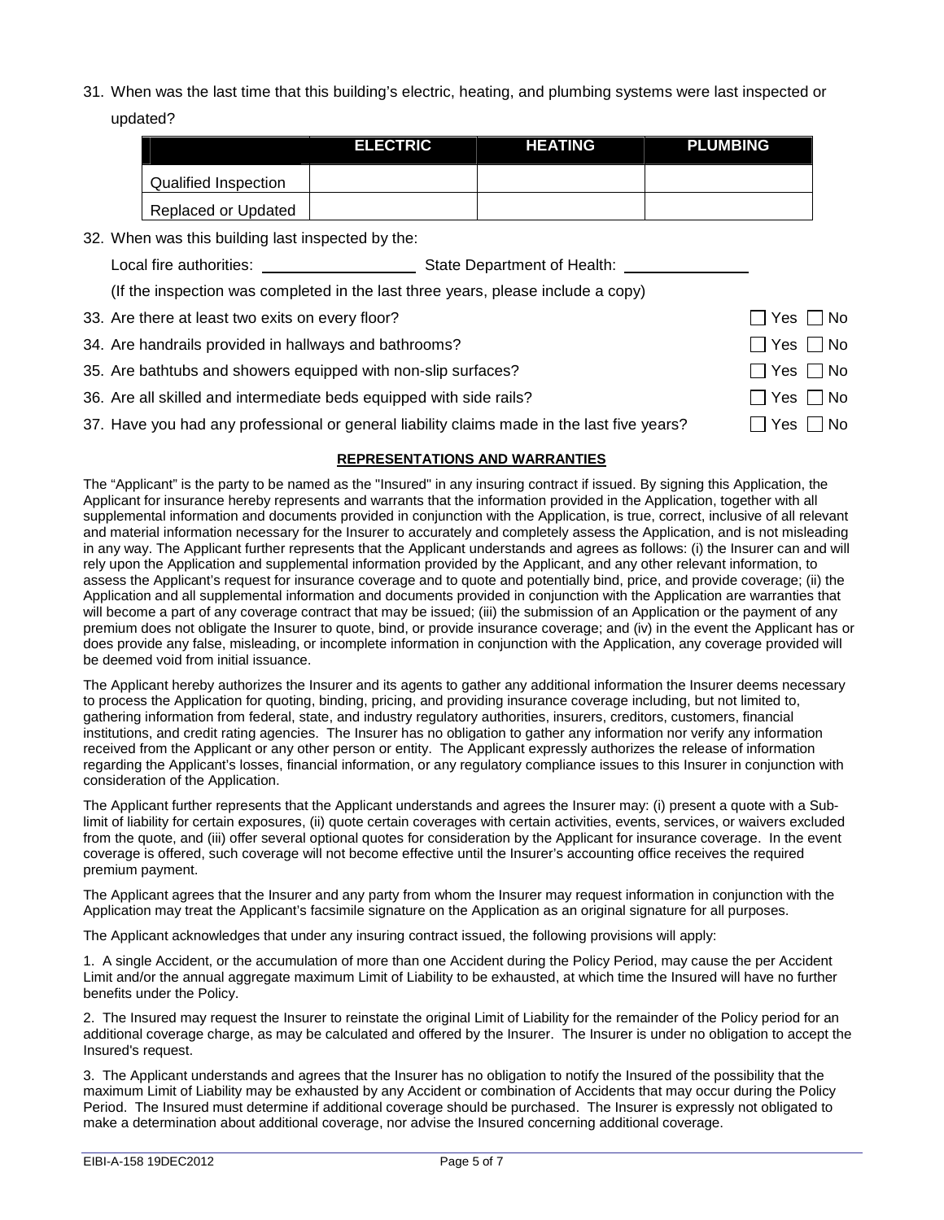31. When was the last time that this building's electric, heating, and plumbing systems were last inspected or updated?

| | ELECTRIC | HEATING | PLUMBING |
|---|---|---|---|
| Qualified Inspection | | | |
| Replaced or Updated | | | |

32. When was this building last inspected by the:

    Local fire authorities: ___________________ State Department of Health: _______________

    (If the inspection was completed in the last three years, please include a copy)

33. Are there at least two exits on every floor? ☐ Yes ☐ No
34. Are handrails provided in hallways and bathrooms? ☐ Yes ☐ No
35. Are bathtubs and showers equipped with non-slip surfaces? ☐ Yes ☐ No
36. Are all skilled and intermediate beds equipped with side rails? ☐ Yes ☐ No
37. Have you had any professional or general liability claims made in the last five years? ☐ Yes ☐ No

## REPRESENTATIONS AND WARRANTIES

The "Applicant" is the party to be named as the "Insured" in any insuring contract if issued. By signing this Application, the Applicant for insurance hereby represents and warrants that the information provided in the Application, together with all supplemental information and documents provided in conjunction with the Application, is true, correct, inclusive of all relevant and material information necessary for the Insurer to accurately and completely assess the Application, and is not misleading in any way. The Applicant further represents that the Applicant understands and agrees as follows: (i) the Insurer can and will rely upon the Application and supplemental information provided by the Applicant, and any other relevant information, to assess the Applicant's request for insurance coverage and to quote and potentially bind, price, and provide coverage; (ii) the Application and all supplemental information and documents provided in conjunction with the Application are warranties that will become a part of any coverage contract that may be issued; (iii) the submission of an Application or the payment of any premium does not obligate the Insurer to quote, bind, or provide insurance coverage; and (iv) in the event the Applicant has or does provide any false, misleading, or incomplete information in conjunction with the Application, any coverage provided will be deemed void from initial issuance.

The Applicant hereby authorizes the Insurer and its agents to gather any additional information the Insurer deems necessary to process the Application for quoting, binding, pricing, and providing insurance coverage including, but not limited to, gathering information from federal, state, and industry regulatory authorities, insurers, creditors, customers, financial institutions, and credit rating agencies. The Insurer has no obligation to gather any information nor verify any information received from the Applicant or any other person or entity. The Applicant expressly authorizes the release of information regarding the Applicant's losses, financial information, or any regulatory compliance issues to this Insurer in conjunction with consideration of the Application.

The Applicant further represents that the Applicant understands and agrees the Insurer may: (i) present a quote with a Sub-limit of liability for certain exposures, (ii) quote certain coverages with certain activities, events, services, or waivers excluded from the quote, and (iii) offer several optional quotes for consideration by the Applicant for insurance coverage. In the event coverage is offered, such coverage will not become effective until the Insurer's accounting office receives the required premium payment.

The Applicant agrees that the Insurer and any party from whom the Insurer may request information in conjunction with the Application may treat the Applicant's facsimile signature on the Application as an original signature for all purposes.

The Applicant acknowledges that under any insuring contract issued, the following provisions will apply:

1. A single Accident, or the accumulation of more than one Accident during the Policy Period, may cause the per Accident Limit and/or the annual aggregate maximum Limit of Liability to be exhausted, at which time the Insured will have no further benefits under the Policy.

2. The Insured may request the Insurer to reinstate the original Limit of Liability for the remainder of the Policy period for an additional coverage charge, as may be calculated and offered by the Insurer. The Insurer is under no obligation to accept the Insured's request.

3. The Applicant understands and agrees that the Insurer has no obligation to notify the Insured of the possibility that the maximum Limit of Liability may be exhausted by any Accident or combination of Accidents that may occur during the Policy Period. The Insured must determine if additional coverage should be purchased. The Insurer is expressly not obligated to make a determination about additional coverage, nor advise the Insured concerning additional coverage.

EIBI-A-158 19DEC2012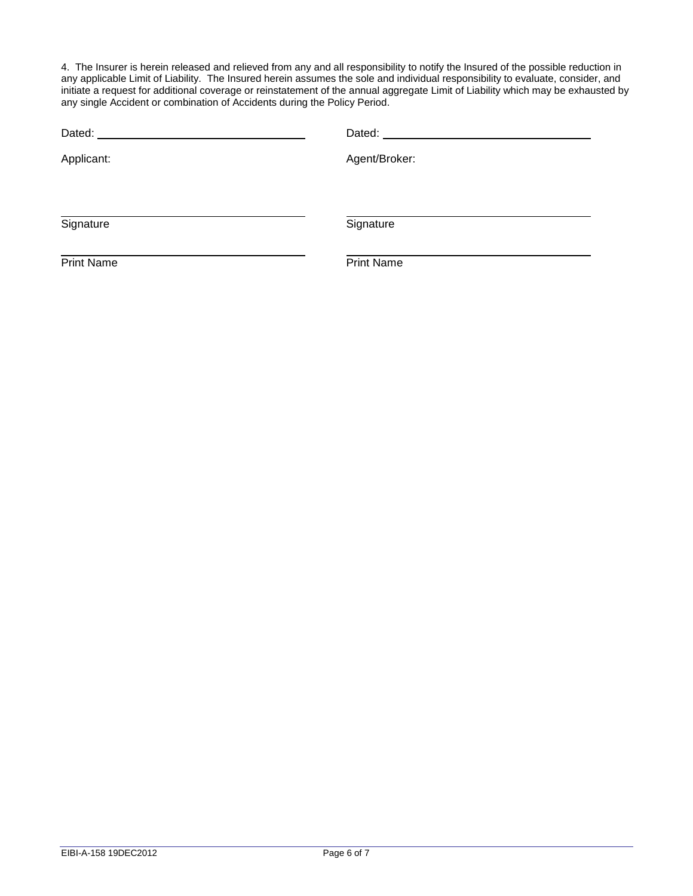4. The Insurer is herein released and relieved from any and all responsibility to notify the Insured of the possible reduction in any applicable Limit of Liability. The Insured herein assumes the sole and individual responsibility to evaluate, consider, and initiate a request for additional coverage or reinstatement of the annual aggregate Limit of Liability which may be exhausted by any single Accident or combination of Accidents during the Policy Period.

| | |
|---|---|
| Dated: ______________________ | Dated: ______________________ |
| Applicant: | Agent/Broker: |
| ______________________ | ______________________ |
| Signature | Signature |
| ______________________ | ______________________ |
| Print Name | Print Name |

EIBI-A-158 19DEC2012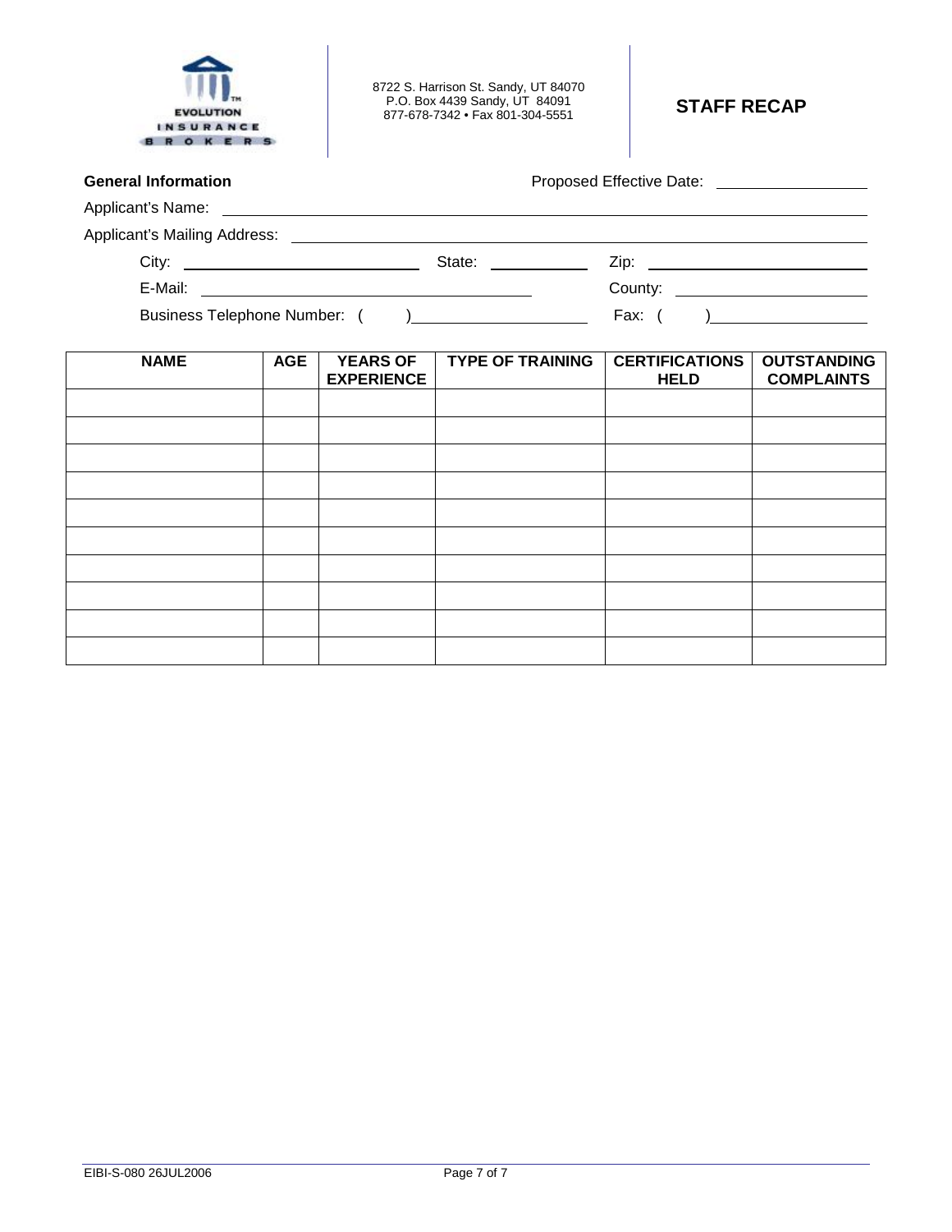EVOLUTION INSURANCE BROKERS

8722 S. Harrison St. Sandy, UT 84070
P.O. Box 4439 Sandy, UT 84091
877-678-7342 • Fax 801-304-5551

# STAFF RECAP

**General Information** Proposed Effective Date: ______________

Applicant's Name: ______________________________________________

Applicant's Mailing Address: ______________________________________________

City: ____________________ State: __________ Zip: ____________________

E-Mail: ______________________________ County: ____________________

Business Telephone Number: ( ) ____________________ Fax: ( ) ____________________

| NAME | AGE | YEARS OF EXPERIENCE | TYPE OF TRAINING | CERTIFICATIONS HELD | OUTSTANDING COMPLAINTS |
|---|---|---|---|---|---|
| | | | | | |
| | | | | | |
| | | | | | |
| | | | | | |
| | | | | | |
| | | | | | |
| | | | | | |
| | | | | | |
| | | | | | |
| | | | | | |

EIBI-S-080 26JUL2006